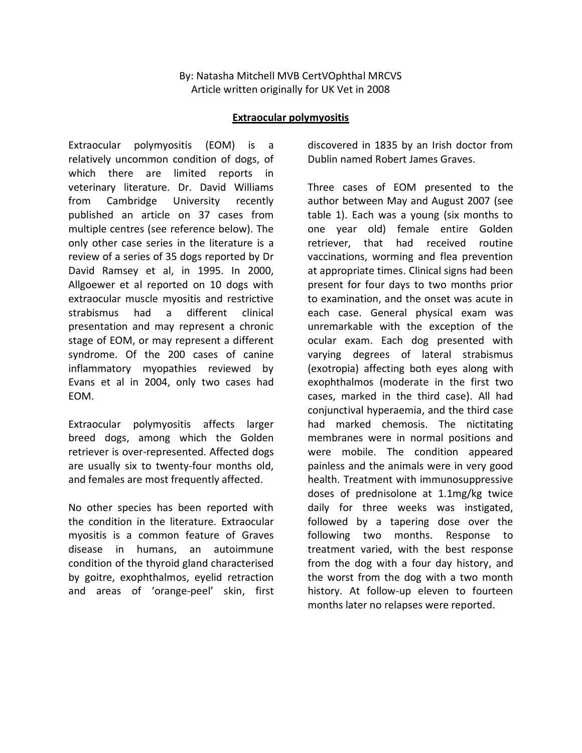By: Natasha Mitchell MVB CertVOphthal MRCVS
Article written originally for UK Vet in 2008

# Extraocular polymyositis

Extraocular polymyositis (EOM) is a relatively uncommon condition of dogs, of which there are limited reports in veterinary literature. Dr. David Williams from Cambridge University recently published an article on 37 cases from multiple centres (see reference below). The only other case series in the literature is a review of a series of 35 dogs reported by Dr David Ramsey et al, in 1995. In 2000, Allgoewer et al reported on 10 dogs with extraocular muscle myositis and restrictive strabismus had a different clinical presentation and may represent a chronic stage of EOM, or may represent a different syndrome. Of the 200 cases of canine inflammatory myopathies reviewed by Evans et al in 2004, only two cases had EOM.

Extraocular polymyositis affects larger breed dogs, among which the Golden retriever is over-represented. Affected dogs are usually six to twenty-four months old, and females are most frequently affected.

No other species has been reported with the condition in the literature. Extraocular myositis is a common feature of Graves disease in humans, an autoimmune condition of the thyroid gland characterised by goitre, exophthalmos, eyelid retraction and areas of 'orange-peel' skin, first discovered in 1835 by an Irish doctor from Dublin named Robert James Graves.

Three cases of EOM presented to the author between May and August 2007 (see table 1). Each was a young (six months to one year old) female entire Golden retriever, that had received routine vaccinations, worming and flea prevention at appropriate times. Clinical signs had been present for four days to two months prior to examination, and the onset was acute in each case. General physical exam was unremarkable with the exception of the ocular exam. Each dog presented with varying degrees of lateral strabismus (exotropia) affecting both eyes along with exophthalmos (moderate in the first two cases, marked in the third case). All had conjunctival hyperaemia, and the third case had marked chemosis. The nictitating membranes were in normal positions and were mobile. The condition appeared painless and the animals were in very good health. Treatment with immunosuppressive doses of prednisolone at 1.1mg/kg twice daily for three weeks was instigated, followed by a tapering dose over the following two months. Response to treatment varied, with the best response from the dog with a four day history, and the worst from the dog with a two month history. At follow-up eleven to fourteen months later no relapses were reported.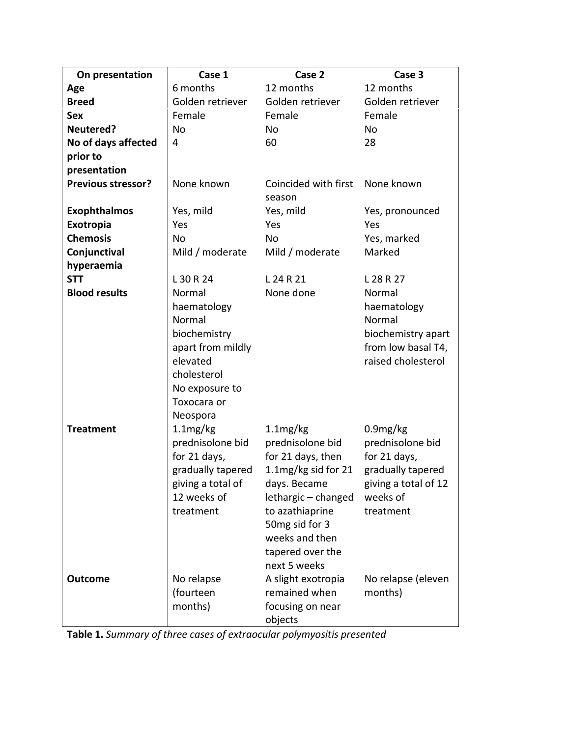| On presentation | Case 1 | Case 2 | Case 3 |
|---|---|---|---|
| **Age** | 6 months | 12 months | 12 months |
| **Breed** | Golden retriever | Golden retriever | Golden retriever |
| **Sex** | Female | Female | Female |
| **Neutered?** | No | No | No |
| **No of days affected prior to presentation** | 4 | 60 | 28 |
| **Previous stressor?** | None known | Coincided with first season | None known |
| **Exophthalmos** | Yes, mild | Yes, mild | Yes, pronounced |
| **Exotropia** | Yes | Yes | Yes |
| **Chemosis** | No | No | Yes, marked |
| **Conjunctival hyperaemia** | Mild / moderate | Mild / moderate | Marked |
| **STT** | L 30 R 24 | L 24 R 21 | L 28 R 27 |
| **Blood results** | Normal haematology Normal biochemistry apart from mildly elevated cholesterol No exposure to Toxocara or Neospora | None done | Normal haematology Normal biochemistry apart from low basal T4, raised cholesterol |
| **Treatment** | 1.1mg/kg prednisolone bid for 21 days, gradually tapered giving a total of 12 weeks of treatment | 1.1mg/kg prednisolone bid for 21 days, then 1.1mg/kg sid for 21 days. Became lethargic – changed to azathiaprine 50mg sid for 3 weeks and then tapered over the next 5 weeks | 0.9mg/kg prednisolone bid for 21 days, gradually tapered giving a total of 12 weeks of treatment |
| **Outcome** | No relapse (fourteen months) | A slight exotropia remained when focusing on near objects | No relapse (eleven months) |

**Table 1.** *Summary of three cases of extraocular polymyositis presented*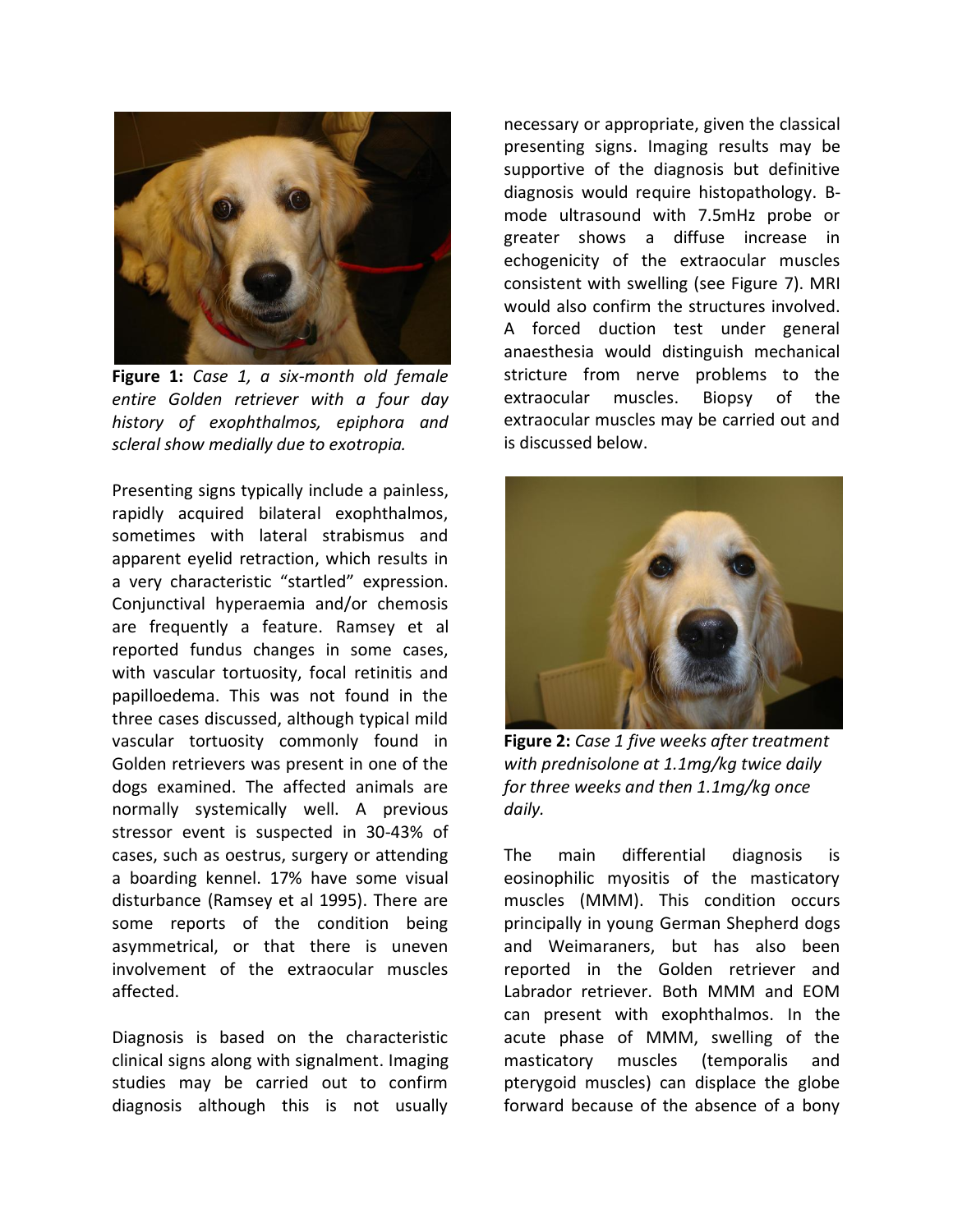**Figure 1:** *Case 1, a six-month old female entire Golden retriever with a four day history of exophthalmos, epiphora and scleral show medially due to exotropia.*

Presenting signs typically include a painless, rapidly acquired bilateral exophthalmos, sometimes with lateral strabismus and apparent eyelid retraction, which results in a very characteristic "startled" expression. Conjunctival hyperaemia and/or chemosis are frequently a feature. Ramsey et al reported fundus changes in some cases, with vascular tortuosity, focal retinitis and papilloedema. This was not found in the three cases discussed, although typical mild vascular tortuosity commonly found in Golden retrievers was present in one of the dogs examined. The affected animals are normally systemically well. A previous stressor event is suspected in 30-43% of cases, such as oestrus, surgery or attending a boarding kennel. 17% have some visual disturbance (Ramsey et al 1995). There are some reports of the condition being asymmetrical, or that there is uneven involvement of the extraocular muscles affected.

Diagnosis is based on the characteristic clinical signs along with signalment. Imaging studies may be carried out to confirm diagnosis although this is not usually necessary or appropriate, given the classical presenting signs. Imaging results may be supportive of the diagnosis but definitive diagnosis would require histopathology. B-mode ultrasound with 7.5mHz probe or greater shows a diffuse increase in echogenicity of the extraocular muscles consistent with swelling (see Figure 7). MRI would also confirm the structures involved. A forced duction test under general anaesthesia would distinguish mechanical stricture from nerve problems to the extraocular muscles. Biopsy of the extraocular muscles may be carried out and is discussed below.

**Figure 2:** *Case 1 five weeks after treatment with prednisolone at 1.1mg/kg twice daily for three weeks and then 1.1mg/kg once daily.*

The main differential diagnosis is eosinophilic myositis of the masticatory muscles (MMM). This condition occurs principally in young German Shepherd dogs and Weimaraners, but has also been reported in the Golden retriever and Labrador retriever. Both MMM and EOM can present with exophthalmos. In the acute phase of MMM, swelling of the masticatory muscles (temporalis and pterygoid muscles) can displace the globe forward because of the absence of a bony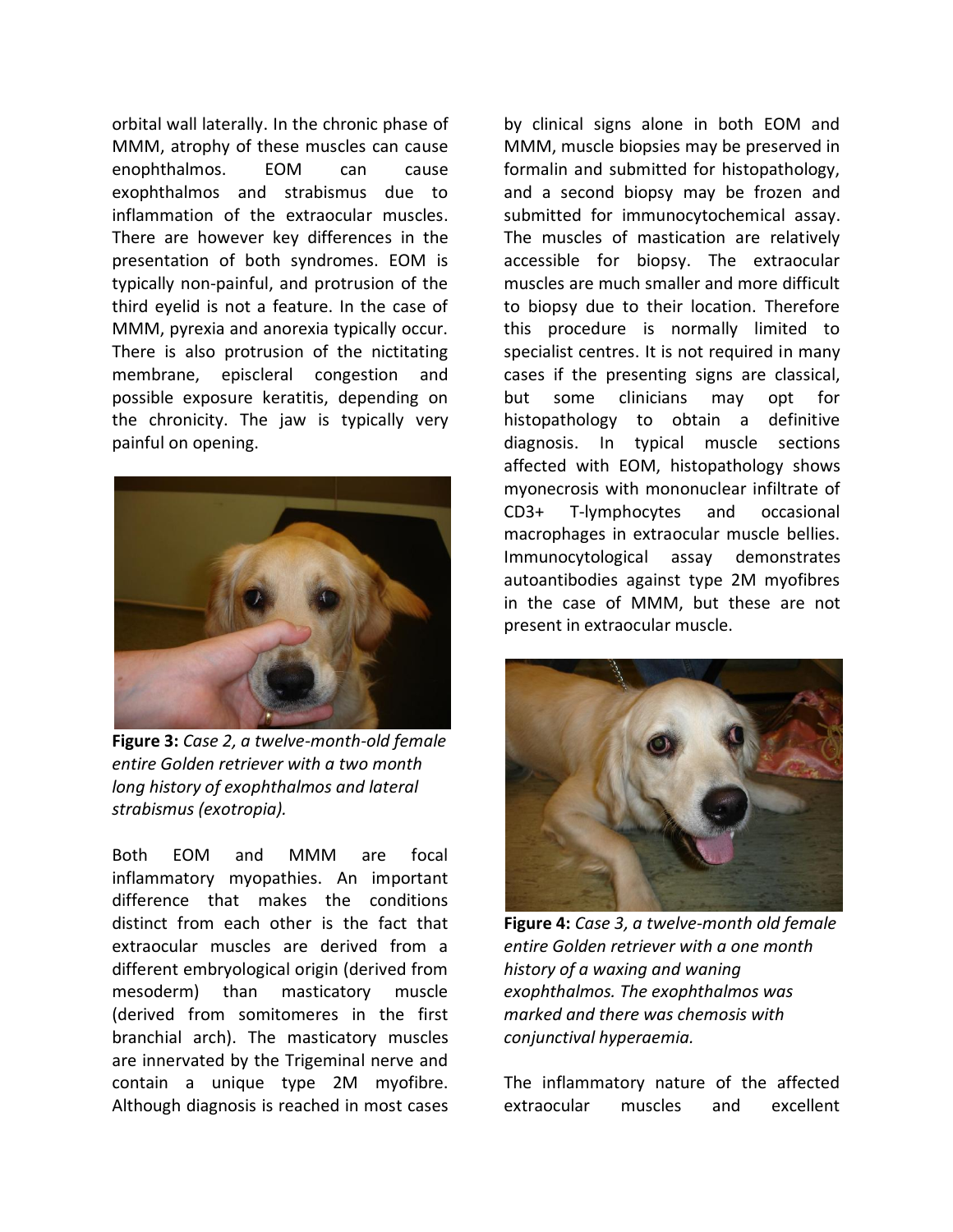orbital wall laterally. In the chronic phase of MMM, atrophy of these muscles can cause enophthalmos. EOM can cause exophthalmos and strabismus due to inflammation of the extraocular muscles. There are however key differences in the presentation of both syndromes. EOM is typically non-painful, and protrusion of the third eyelid is not a feature. In the case of MMM, pyrexia and anorexia typically occur. There is also protrusion of the nictitating membrane, episcleral congestion and possible exposure keratitis, depending on the chronicity. The jaw is typically very painful on opening.

**Figure 3:** *Case 2, a twelve-month-old female entire Golden retriever with a two month long history of exophthalmos and lateral strabismus (exotropia).*

Both EOM and MMM are focal inflammatory myopathies. An important difference that makes the conditions distinct from each other is the fact that extraocular muscles are derived from a different embryological origin (derived from mesoderm) than masticatory muscle (derived from somitomeres in the first branchial arch). The masticatory muscles are innervated by the Trigeminal nerve and contain a unique type 2M myofibre. Although diagnosis is reached in most cases by clinical signs alone in both EOM and MMM, muscle biopsies may be preserved in formalin and submitted for histopathology, and a second biopsy may be frozen and submitted for immunocytochemical assay. The muscles of mastication are relatively accessible for biopsy. The extraocular muscles are much smaller and more difficult to biopsy due to their location. Therefore this procedure is normally limited to specialist centres. It is not required in many cases if the presenting signs are classical, but some clinicians may opt for histopathology to obtain a definitive diagnosis. In typical muscle sections affected with EOM, histopathology shows myonecrosis with mononuclear infiltrate of CD3+ T-lymphocytes and occasional macrophages in extraocular muscle bellies. Immunocytological assay demonstrates autoantibodies against type 2M myofibres in the case of MMM, but these are not present in extraocular muscle.

**Figure 4:** *Case 3, a twelve-month old female entire Golden retriever with a one month history of a waxing and waning exophthalmos. The exophthalmos was marked and there was chemosis with conjunctival hyperaemia.*

The inflammatory nature of the affected extraocular muscles and excellent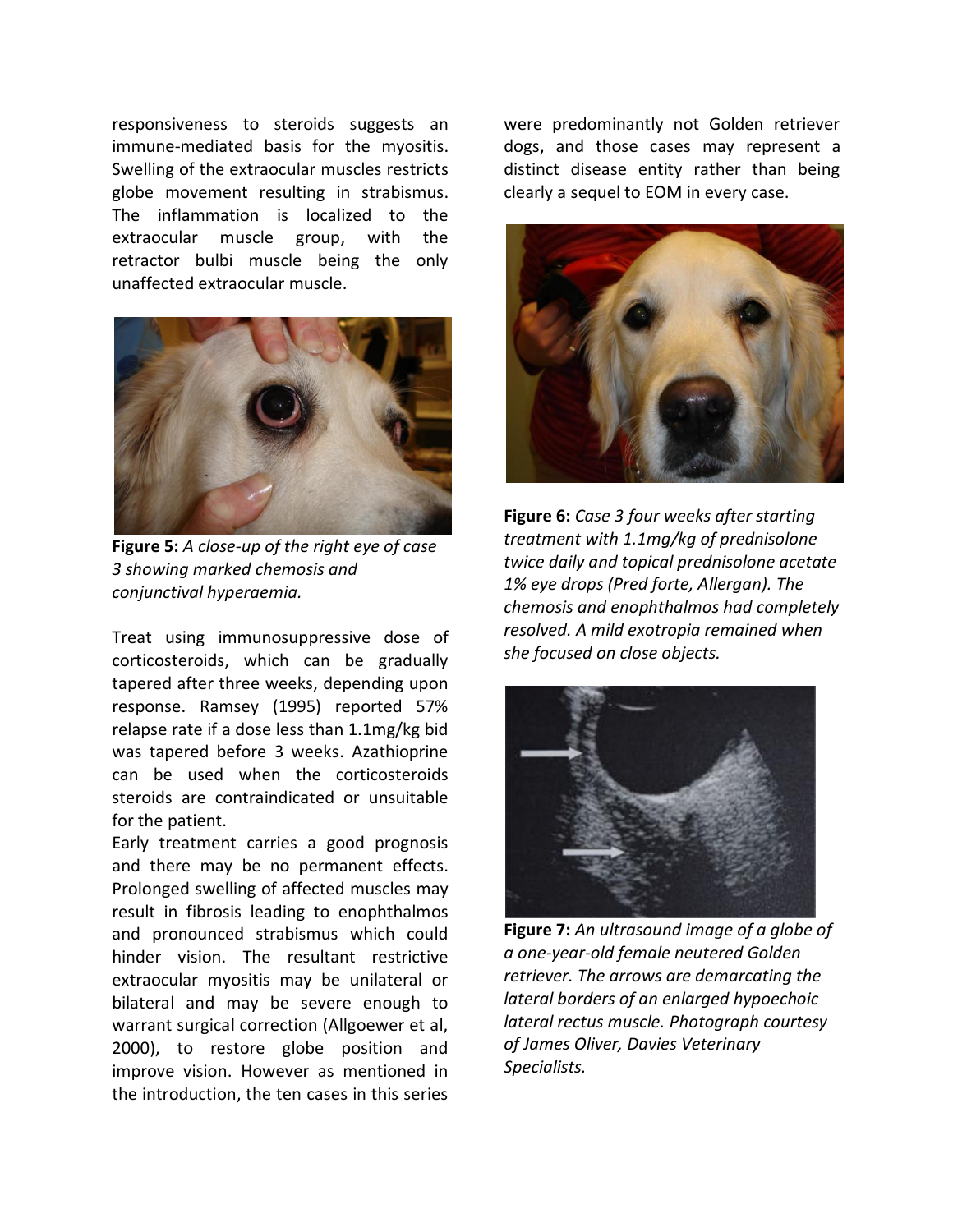responsiveness to steroids suggests an immune-mediated basis for the myositis. Swelling of the extraocular muscles restricts globe movement resulting in strabismus. The inflammation is localized to the extraocular muscle group, with the retractor bulbi muscle being the only unaffected extraocular muscle.

**Figure 5:** *A close-up of the right eye of case 3 showing marked chemosis and conjunctival hyperaemia.*

Treat using immunosuppressive dose of corticosteroids, which can be gradually tapered after three weeks, depending upon response. Ramsey (1995) reported 57% relapse rate if a dose less than 1.1mg/kg bid was tapered before 3 weeks. Azathioprine can be used when the corticosteroids steroids are contraindicated or unsuitable for the patient.

Early treatment carries a good prognosis and there may be no permanent effects. Prolonged swelling of affected muscles may result in fibrosis leading to enophthalmos and pronounced strabismus which could hinder vision. The resultant restrictive extraocular myositis may be unilateral or bilateral and may be severe enough to warrant surgical correction (Allgoewer et al, 2000), to restore globe position and improve vision. However as mentioned in the introduction, the ten cases in this series were predominantly not Golden retriever dogs, and those cases may represent a distinct disease entity rather than being clearly a sequel to EOM in every case.

**Figure 6:** *Case 3 four weeks after starting treatment with 1.1mg/kg of prednisolone twice daily and topical prednisolone acetate 1% eye drops (Pred forte, Allergan). The chemosis and enophthalmos had completely resolved. A mild exotropia remained when she focused on close objects.*

**Figure 7:** *An ultrasound image of a globe of a one-year-old female neutered Golden retriever. The arrows are demarcating the lateral borders of an enlarged hypoechoic lateral rectus muscle. Photograph courtesy of James Oliver, Davies Veterinary Specialists.*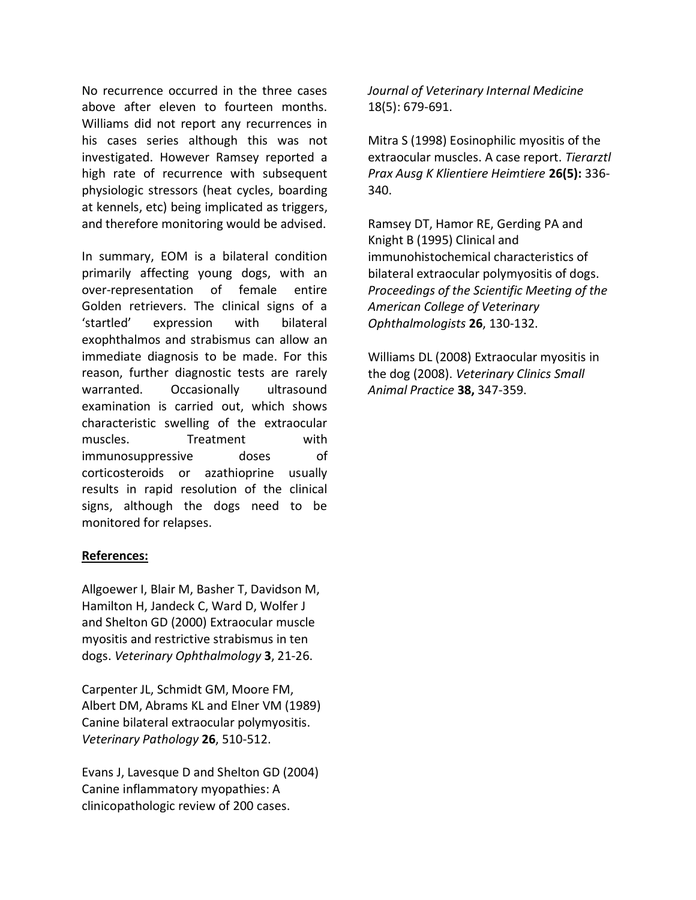No recurrence occurred in the three cases above after eleven to fourteen months. Williams did not report any recurrences in his cases series although this was not investigated. However Ramsey reported a high rate of recurrence with subsequent physiologic stressors (heat cycles, boarding at kennels, etc) being implicated as triggers, and therefore monitoring would be advised.

In summary, EOM is a bilateral condition primarily affecting young dogs, with an over-representation of female entire Golden retrievers. The clinical signs of a 'startled' expression with bilateral exophthalmos and strabismus can allow an immediate diagnosis to be made. For this reason, further diagnostic tests are rarely warranted. Occasionally ultrasound examination is carried out, which shows characteristic swelling of the extraocular muscles. Treatment with immunosuppressive doses of corticosteroids or azathioprine usually results in rapid resolution of the clinical signs, although the dogs need to be monitored for relapses.

**References:**

Allgoewer I, Blair M, Basher T, Davidson M, Hamilton H, Jandeck C, Ward D, Wolfer J and Shelton GD (2000) Extraocular muscle myositis and restrictive strabismus in ten dogs. *Veterinary Ophthalmology* **3**, 21-26.

Carpenter JL, Schmidt GM, Moore FM, Albert DM, Abrams KL and Elner VM (1989) Canine bilateral extraocular polymyositis. *Veterinary Pathology* **26**, 510-512.

Evans J, Lavesque D and Shelton GD (2004) Canine inflammatory myopathies: A clinicopathologic review of 200 cases. *Journal of Veterinary Internal Medicine* 18(5): 679-691.

Mitra S (1998) Eosinophilic myositis of the extraocular muscles. A case report. *Tierarztl Prax Ausg K Klientiere Heimtiere* **26(5):** 336-340.

Ramsey DT, Hamor RE, Gerding PA and Knight B (1995) Clinical and immunohistochemical characteristics of bilateral extraocular polymyositis of dogs. *Proceedings of the Scientific Meeting of the American College of Veterinary Ophthalmologists* **26**, 130-132.

Williams DL (2008) Extraocular myositis in the dog (2008). *Veterinary Clinics Small Animal Practice* **38,** 347-359.